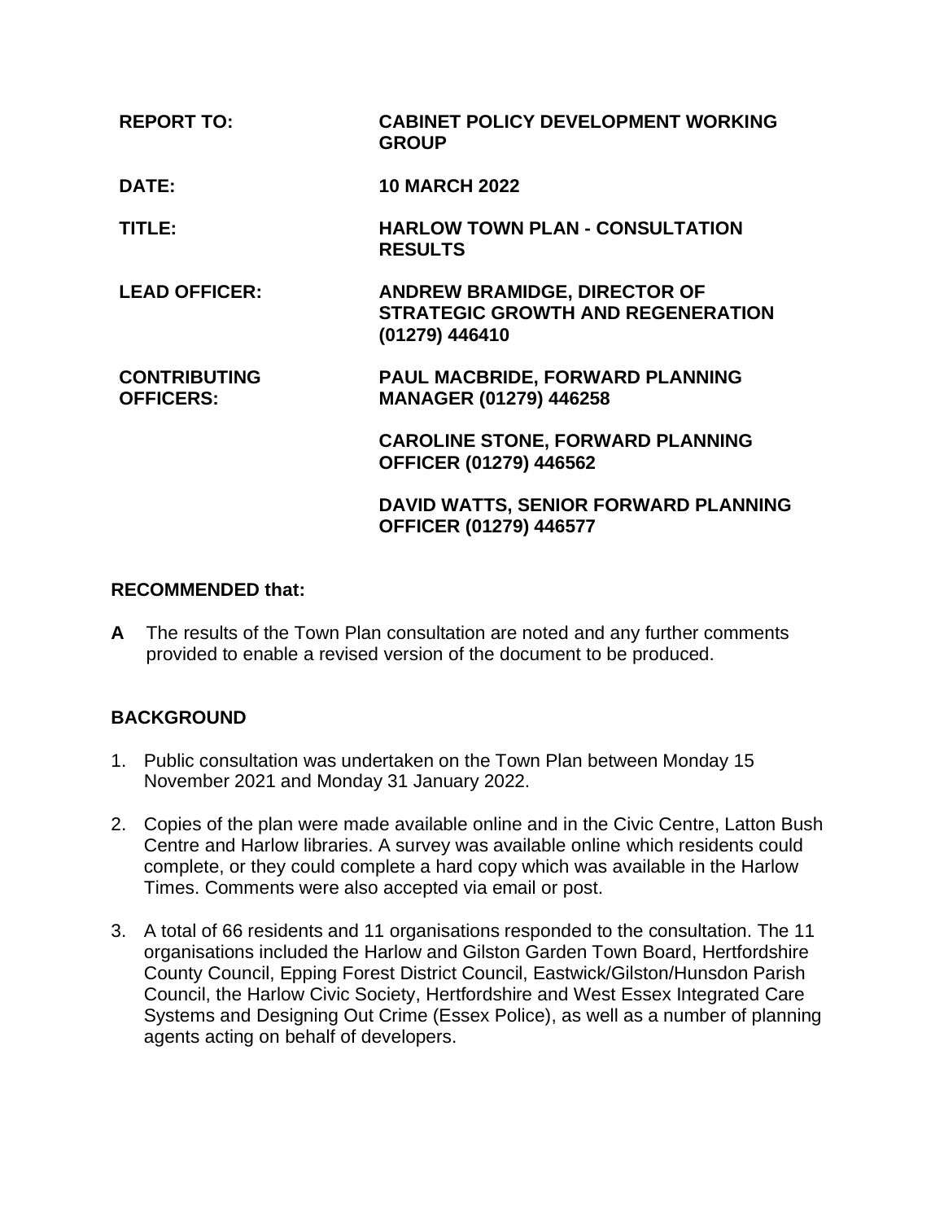| | |
|---|---|
| **REPORT TO:** | **CABINET POLICY DEVELOPMENT WORKING GROUP** |
| **DATE:** | **10 MARCH 2022** |
| **TITLE:** | **HARLOW TOWN PLAN - CONSULTATION RESULTS** |
| **LEAD OFFICER:** | **ANDREW BRAMIDGE, DIRECTOR OF STRATEGIC GROWTH AND REGENERATION (01279) 446410** |
| **CONTRIBUTING OFFICERS:** | **PAUL MACBRIDE, FORWARD PLANNING MANAGER (01279) 446258** |
| | **CAROLINE STONE, FORWARD PLANNING OFFICER (01279) 446562** |
| | **DAVID WATTS, SENIOR FORWARD PLANNING OFFICER (01279) 446577** |

**RECOMMENDED that:**

**A** The results of the Town Plan consultation are noted and any further comments provided to enable a revised version of the document to be produced.

## BACKGROUND

1. Public consultation was undertaken on the Town Plan between Monday 15 November 2021 and Monday 31 January 2022.

2. Copies of the plan were made available online and in the Civic Centre, Latton Bush Centre and Harlow libraries. A survey was available online which residents could complete, or they could complete a hard copy which was available in the Harlow Times. Comments were also accepted via email or post.

3. A total of 66 residents and 11 organisations responded to the consultation. The 11 organisations included the Harlow and Gilston Garden Town Board, Hertfordshire County Council, Epping Forest District Council, Eastwick/Gilston/Hunsdon Parish Council, the Harlow Civic Society, Hertfordshire and West Essex Integrated Care Systems and Designing Out Crime (Essex Police), as well as a number of planning agents acting on behalf of developers.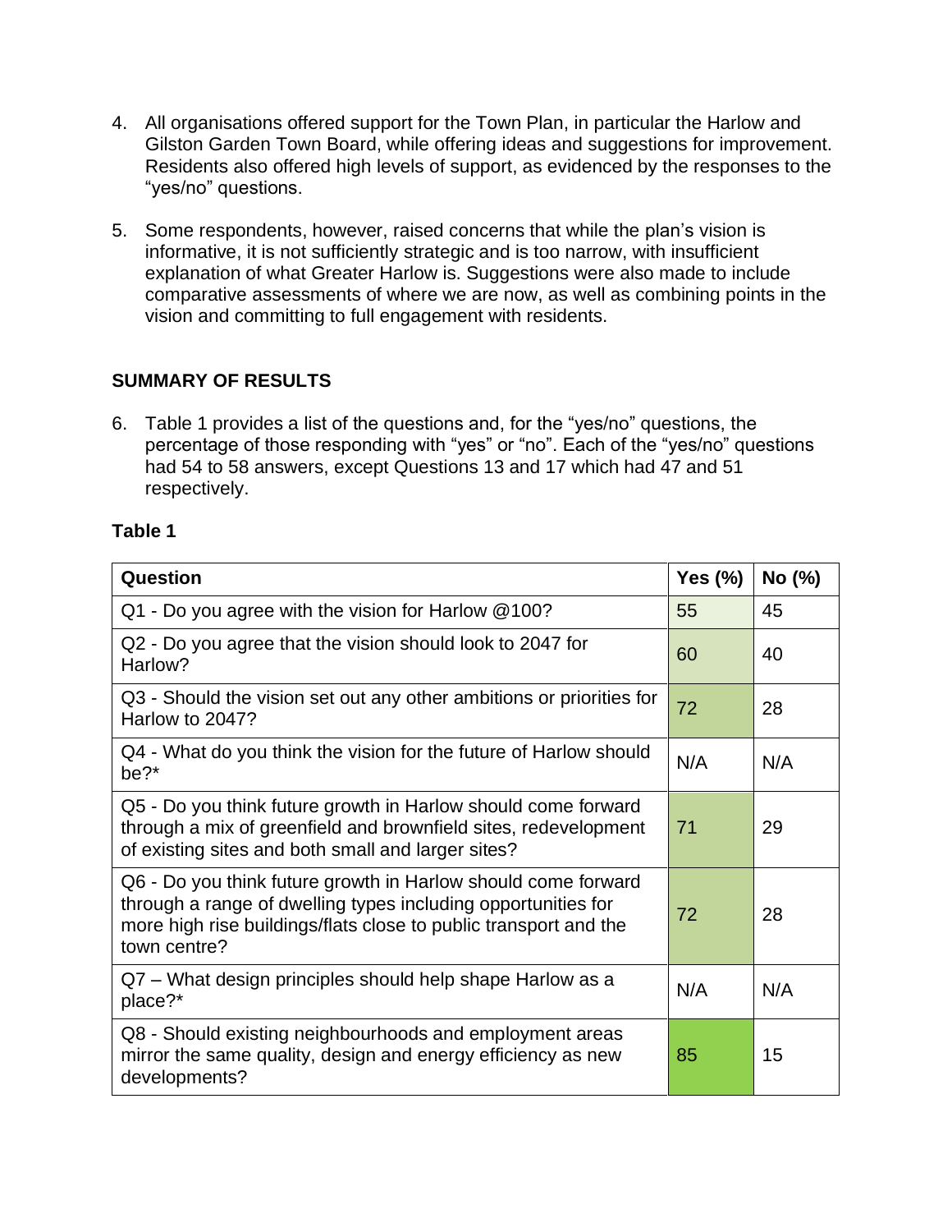4. All organisations offered support for the Town Plan, in particular the Harlow and Gilston Garden Town Board, while offering ideas and suggestions for improvement. Residents also offered high levels of support, as evidenced by the responses to the "yes/no" questions.

5. Some respondents, however, raised concerns that while the plan's vision is informative, it is not sufficiently strategic and is too narrow, with insufficient explanation of what Greater Harlow is. Suggestions were also made to include comparative assessments of where we are now, as well as combining points in the vision and committing to full engagement with residents.

## SUMMARY OF RESULTS

6. Table 1 provides a list of the questions and, for the "yes/no" questions, the percentage of those responding with "yes" or "no". Each of the "yes/no" questions had 54 to 58 answers, except Questions 13 and 17 which had 47 and 51 respectively.

**Table 1**

| Question | Yes (%) | No (%) |
|---|---|---|
| Q1 - Do you agree with the vision for Harlow @100? | 55 | 45 |
| Q2 - Do you agree that the vision should look to 2047 for Harlow? | 60 | 40 |
| Q3 - Should the vision set out any other ambitions or priorities for Harlow to 2047? | 72 | 28 |
| Q4 - What do you think the vision for the future of Harlow should be?* | N/A | N/A |
| Q5 - Do you think future growth in Harlow should come forward through a mix of greenfield and brownfield sites, redevelopment of existing sites and both small and larger sites? | 71 | 29 |
| Q6 - Do you think future growth in Harlow should come forward through a range of dwelling types including opportunities for more high rise buildings/flats close to public transport and the town centre? | 72 | 28 |
| Q7 – What design principles should help shape Harlow as a place?* | N/A | N/A |
| Q8 - Should existing neighbourhoods and employment areas mirror the same quality, design and energy efficiency as new developments? | 85 | 15 |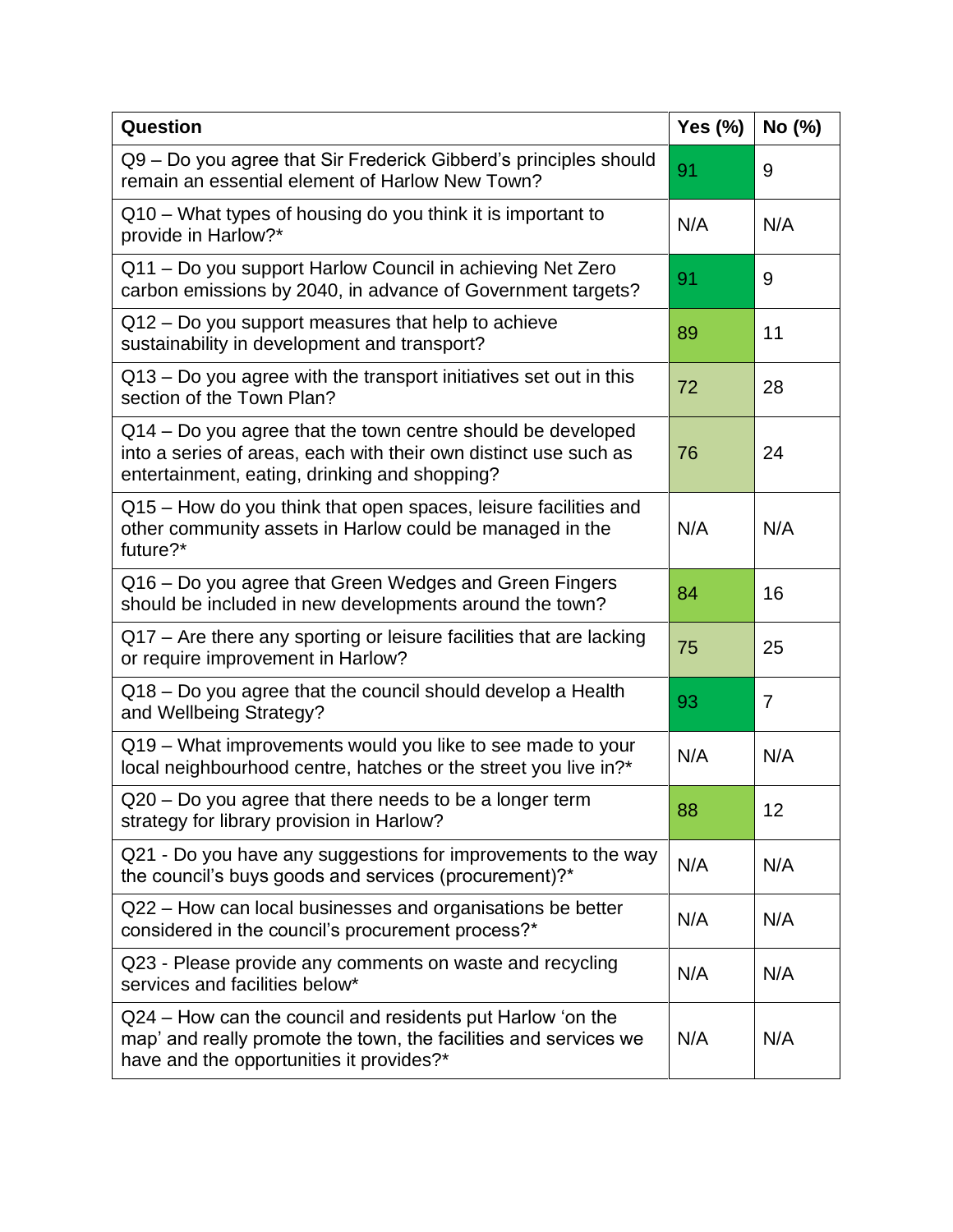| Question | Yes (%) | No (%) |
|---|---|---|
| Q9 – Do you agree that Sir Frederick Gibberd's principles should remain an essential element of Harlow New Town? | 91 | 9 |
| Q10 – What types of housing do you think it is important to provide in Harlow?* | N/A | N/A |
| Q11 – Do you support Harlow Council in achieving Net Zero carbon emissions by 2040, in advance of Government targets? | 91 | 9 |
| Q12 – Do you support measures that help to achieve sustainability in development and transport? | 89 | 11 |
| Q13 – Do you agree with the transport initiatives set out in this section of the Town Plan? | 72 | 28 |
| Q14 – Do you agree that the town centre should be developed into a series of areas, each with their own distinct use such as entertainment, eating, drinking and shopping? | 76 | 24 |
| Q15 – How do you think that open spaces, leisure facilities and other community assets in Harlow could be managed in the future?* | N/A | N/A |
| Q16 – Do you agree that Green Wedges and Green Fingers should be included in new developments around the town? | 84 | 16 |
| Q17 – Are there any sporting or leisure facilities that are lacking or require improvement in Harlow? | 75 | 25 |
| Q18 – Do you agree that the council should develop a Health and Wellbeing Strategy? | 93 | 7 |
| Q19 – What improvements would you like to see made to your local neighbourhood centre, hatches or the street you live in?* | N/A | N/A |
| Q20 – Do you agree that there needs to be a longer term strategy for library provision in Harlow? | 88 | 12 |
| Q21 - Do you have any suggestions for improvements to the way the council's buys goods and services (procurement)?* | N/A | N/A |
| Q22 – How can local businesses and organisations be better considered in the council's procurement process?* | N/A | N/A |
| Q23 - Please provide any comments on waste and recycling services and facilities below* | N/A | N/A |
| Q24 – How can the council and residents put Harlow 'on the map' and really promote the town, the facilities and services we have and the opportunities it provides?* | N/A | N/A |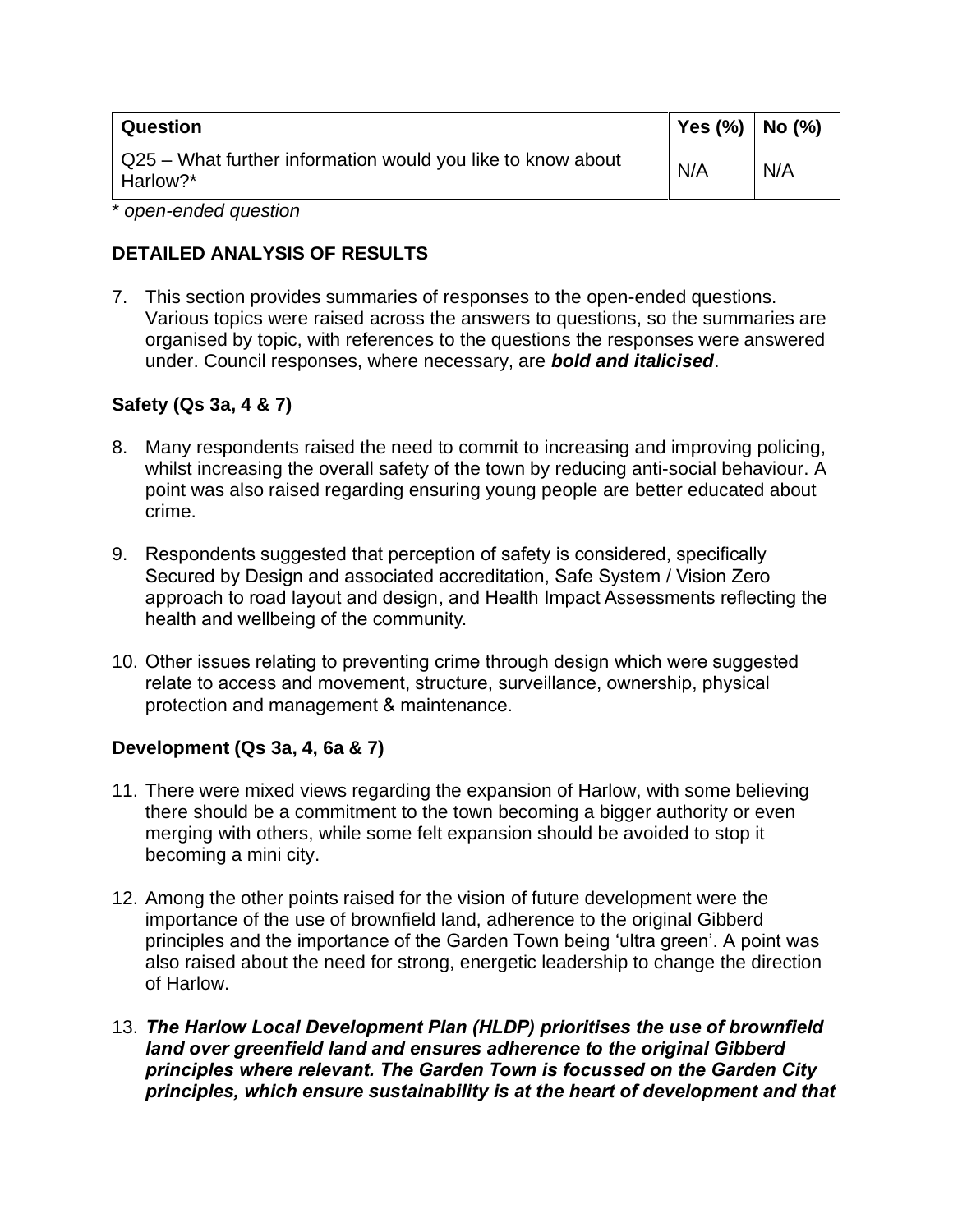| Question | Yes (%) | No (%) |
|---|---|---|
| Q25 – What further information would you like to know about Harlow?* | N/A | N/A |

\* *open-ended question*

## DETAILED ANALYSIS OF RESULTS

7. This section provides summaries of responses to the open-ended questions. Various topics were raised across the answers to questions, so the summaries are organised by topic, with references to the questions the responses were answered under. Council responses, where necessary, are ***bold and italicised***.

### Safety (Qs 3a, 4 & 7)

8. Many respondents raised the need to commit to increasing and improving policing, whilst increasing the overall safety of the town by reducing anti-social behaviour. A point was also raised regarding ensuring young people are better educated about crime.

9. Respondents suggested that perception of safety is considered, specifically Secured by Design and associated accreditation, Safe System / Vision Zero approach to road layout and design, and Health Impact Assessments reflecting the health and wellbeing of the community.

10. Other issues relating to preventing crime through design which were suggested relate to access and movement, structure, surveillance, ownership, physical protection and management & maintenance.

### Development (Qs 3a, 4, 6a & 7)

11. There were mixed views regarding the expansion of Harlow, with some believing there should be a commitment to the town becoming a bigger authority or even merging with others, while some felt expansion should be avoided to stop it becoming a mini city.

12. Among the other points raised for the vision of future development were the importance of the use of brownfield land, adherence to the original Gibberd principles and the importance of the Garden Town being 'ultra green'. A point was also raised about the need for strong, energetic leadership to change the direction of Harlow.

13. ***The Harlow Local Development Plan (HLDP) prioritises the use of brownfield land over greenfield land and ensures adherence to the original Gibberd principles where relevant. The Garden Town is focussed on the Garden City principles, which ensure sustainability is at the heart of development and that***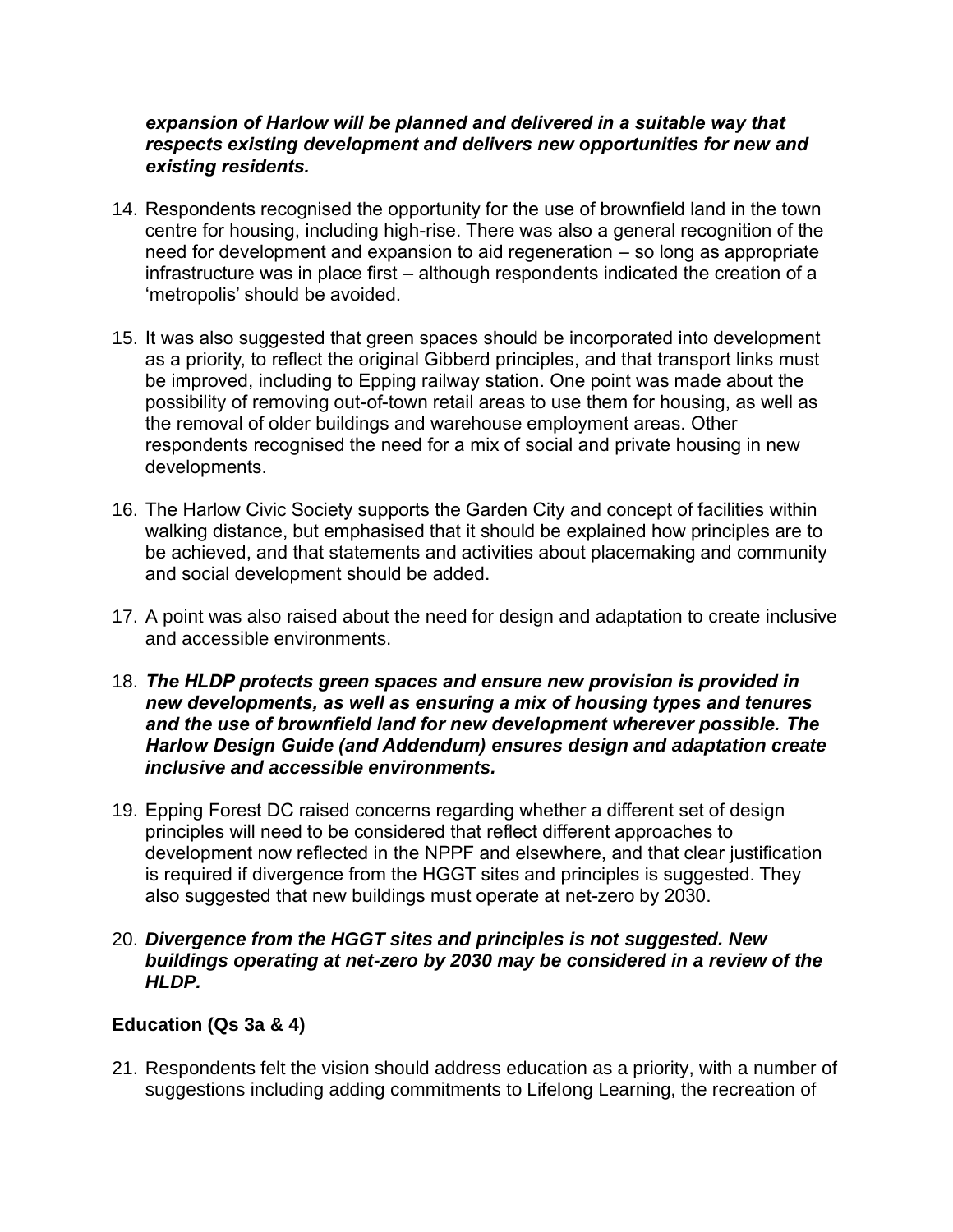***expansion of Harlow will be planned and delivered in a suitable way that respects existing development and delivers new opportunities for new and existing residents.***

14. Respondents recognised the opportunity for the use of brownfield land in the town centre for housing, including high-rise. There was also a general recognition of the need for development and expansion to aid regeneration – so long as appropriate infrastructure was in place first – although respondents indicated the creation of a 'metropolis' should be avoided.

15. It was also suggested that green spaces should be incorporated into development as a priority, to reflect the original Gibberd principles, and that transport links must be improved, including to Epping railway station. One point was made about the possibility of removing out-of-town retail areas to use them for housing, as well as the removal of older buildings and warehouse employment areas. Other respondents recognised the need for a mix of social and private housing in new developments.

16. The Harlow Civic Society supports the Garden City and concept of facilities within walking distance, but emphasised that it should be explained how principles are to be achieved, and that statements and activities about placemaking and community and social development should be added.

17. A point was also raised about the need for design and adaptation to create inclusive and accessible environments.

18. ***The HLDP protects green spaces and ensure new provision is provided in new developments, as well as ensuring a mix of housing types and tenures and the use of brownfield land for new development wherever possible. The Harlow Design Guide (and Addendum) ensures design and adaptation create inclusive and accessible environments.***

19. Epping Forest DC raised concerns regarding whether a different set of design principles will need to be considered that reflect different approaches to development now reflected in the NPPF and elsewhere, and that clear justification is required if divergence from the HGGT sites and principles is suggested. They also suggested that new buildings must operate at net-zero by 2030.

20. ***Divergence from the HGGT sites and principles is not suggested. New buildings operating at net-zero by 2030 may be considered in a review of the HLDP.***

**Education (Qs 3a & 4)**

21. Respondents felt the vision should address education as a priority, with a number of suggestions including adding commitments to Lifelong Learning, the recreation of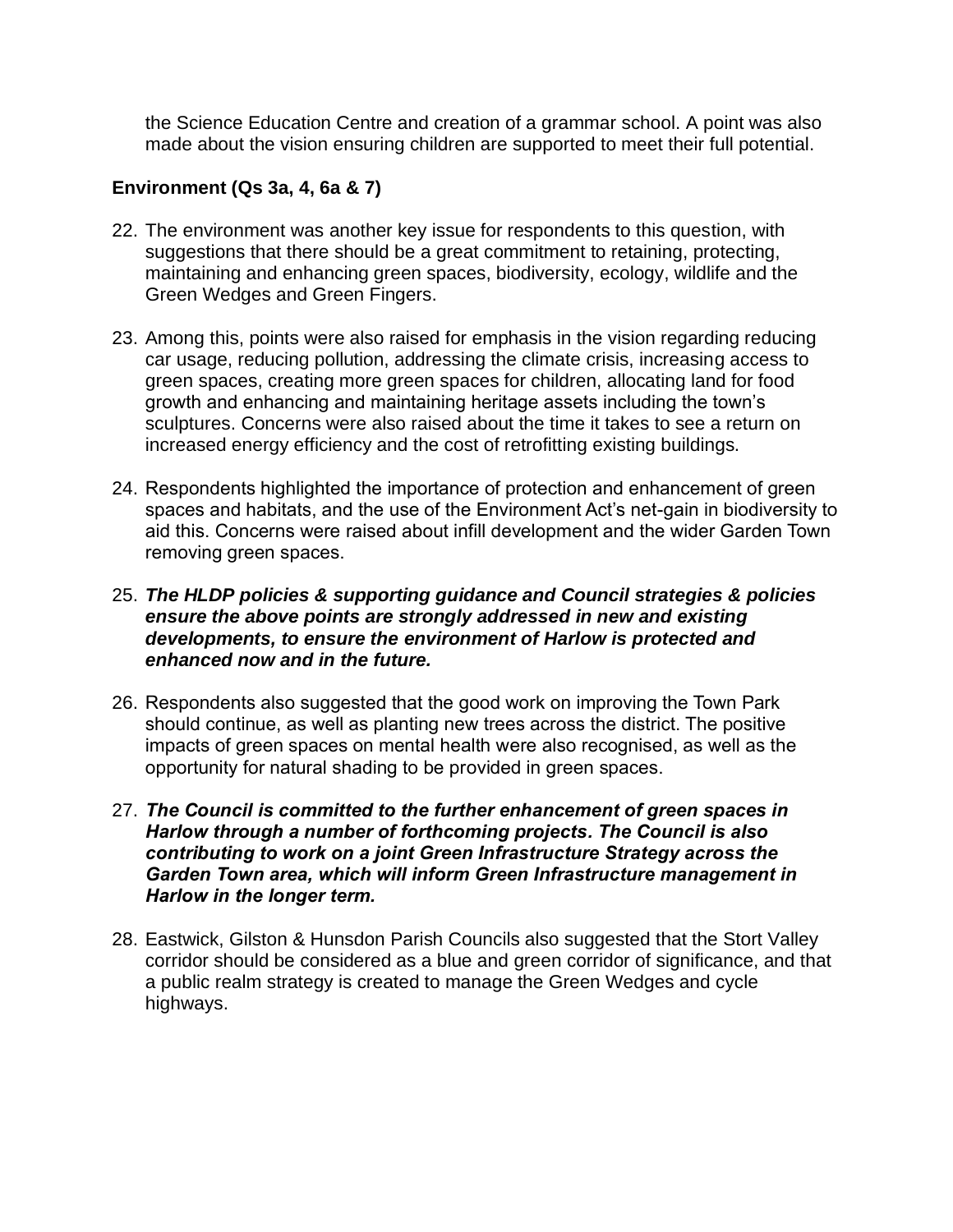the Science Education Centre and creation of a grammar school. A point was also made about the vision ensuring children are supported to meet their full potential.

### Environment (Qs 3a, 4, 6a & 7)

22. The environment was another key issue for respondents to this question, with suggestions that there should be a great commitment to retaining, protecting, maintaining and enhancing green spaces, biodiversity, ecology, wildlife and the Green Wedges and Green Fingers.

23. Among this, points were also raised for emphasis in the vision regarding reducing car usage, reducing pollution, addressing the climate crisis, increasing access to green spaces, creating more green spaces for children, allocating land for food growth and enhancing and maintaining heritage assets including the town's sculptures. Concerns were also raised about the time it takes to see a return on increased energy efficiency and the cost of retrofitting existing buildings.

24. Respondents highlighted the importance of protection and enhancement of green spaces and habitats, and the use of the Environment Act's net-gain in biodiversity to aid this. Concerns were raised about infill development and the wider Garden Town removing green spaces.

25. ***The HLDP policies & supporting guidance and Council strategies & policies ensure the above points are strongly addressed in new and existing developments, to ensure the environment of Harlow is protected and enhanced now and in the future.***

26. Respondents also suggested that the good work on improving the Town Park should continue, as well as planting new trees across the district. The positive impacts of green spaces on mental health were also recognised, as well as the opportunity for natural shading to be provided in green spaces.

27. ***The Council is committed to the further enhancement of green spaces in Harlow through a number of forthcoming projects. The Council is also contributing to work on a joint Green Infrastructure Strategy across the Garden Town area, which will inform Green Infrastructure management in Harlow in the longer term.***

28. Eastwick, Gilston & Hunsdon Parish Councils also suggested that the Stort Valley corridor should be considered as a blue and green corridor of significance, and that a public realm strategy is created to manage the Green Wedges and cycle highways.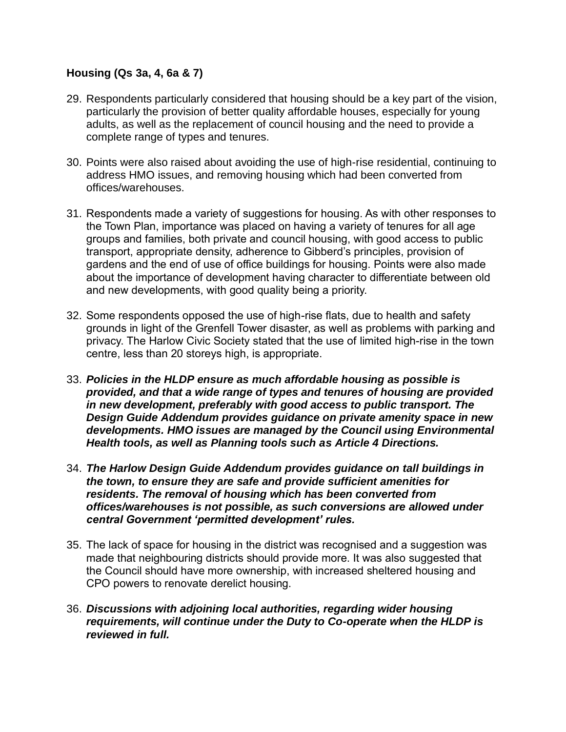**Housing (Qs 3a, 4, 6a & 7)**

29. Respondents particularly considered that housing should be a key part of the vision, particularly the provision of better quality affordable houses, especially for young adults, as well as the replacement of council housing and the need to provide a complete range of types and tenures.

30. Points were also raised about avoiding the use of high-rise residential, continuing to address HMO issues, and removing housing which had been converted from offices/warehouses.

31. Respondents made a variety of suggestions for housing. As with other responses to the Town Plan, importance was placed on having a variety of tenures for all age groups and families, both private and council housing, with good access to public transport, appropriate density, adherence to Gibberd's principles, provision of gardens and the end of use of office buildings for housing. Points were also made about the importance of development having character to differentiate between old and new developments, with good quality being a priority.

32. Some respondents opposed the use of high-rise flats, due to health and safety grounds in light of the Grenfell Tower disaster, as well as problems with parking and privacy. The Harlow Civic Society stated that the use of limited high-rise in the town centre, less than 20 storeys high, is appropriate.

33. ***Policies in the HLDP ensure as much affordable housing as possible is provided, and that a wide range of types and tenures of housing are provided in new development, preferably with good access to public transport. The Design Guide Addendum provides guidance on private amenity space in new developments. HMO issues are managed by the Council using Environmental Health tools, as well as Planning tools such as Article 4 Directions.***

34. ***The Harlow Design Guide Addendum provides guidance on tall buildings in the town, to ensure they are safe and provide sufficient amenities for residents. The removal of housing which has been converted from offices/warehouses is not possible, as such conversions are allowed under central Government 'permitted development' rules.***

35. The lack of space for housing in the district was recognised and a suggestion was made that neighbouring districts should provide more. It was also suggested that the Council should have more ownership, with increased sheltered housing and CPO powers to renovate derelict housing.

36. ***Discussions with adjoining local authorities, regarding wider housing requirements, will continue under the Duty to Co-operate when the HLDP is reviewed in full.***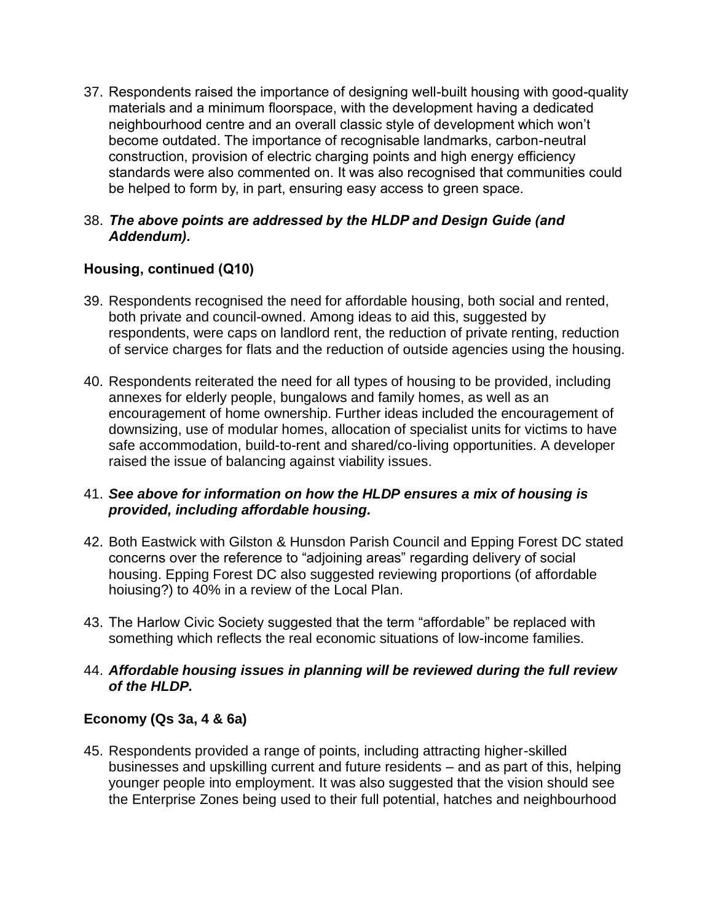37. Respondents raised the importance of designing well-built housing with good-quality materials and a minimum floorspace, with the development having a dedicated neighbourhood centre and an overall classic style of development which won't become outdated. The importance of recognisable landmarks, carbon-neutral construction, provision of electric charging points and high energy efficiency standards were also commented on. It was also recognised that communities could be helped to form by, in part, ensuring easy access to green space.

38. ***The above points are addressed by the HLDP and Design Guide (and Addendum).***

**Housing, continued (Q10)**

39. Respondents recognised the need for affordable housing, both social and rented, both private and council-owned. Among ideas to aid this, suggested by respondents, were caps on landlord rent, the reduction of private renting, reduction of service charges for flats and the reduction of outside agencies using the housing.

40. Respondents reiterated the need for all types of housing to be provided, including annexes for elderly people, bungalows and family homes, as well as an encouragement of home ownership. Further ideas included the encouragement of downsizing, use of modular homes, allocation of specialist units for victims to have safe accommodation, build-to-rent and shared/co-living opportunities. A developer raised the issue of balancing against viability issues.

41. ***See above for information on how the HLDP ensures a mix of housing is provided, including affordable housing.***

42. Both Eastwick with Gilston & Hunsdon Parish Council and Epping Forest DC stated concerns over the reference to "adjoining areas" regarding delivery of social housing. Epping Forest DC also suggested reviewing proportions (of affordable hoiusing?) to 40% in a review of the Local Plan.

43. The Harlow Civic Society suggested that the term "affordable" be replaced with something which reflects the real economic situations of low-income families.

44. ***Affordable housing issues in planning will be reviewed during the full review of the HLDP.***

**Economy (Qs 3a, 4 & 6a)**

45. Respondents provided a range of points, including attracting higher-skilled businesses and upskilling current and future residents – and as part of this, helping younger people into employment. It was also suggested that the vision should see the Enterprise Zones being used to their full potential, hatches and neighbourhood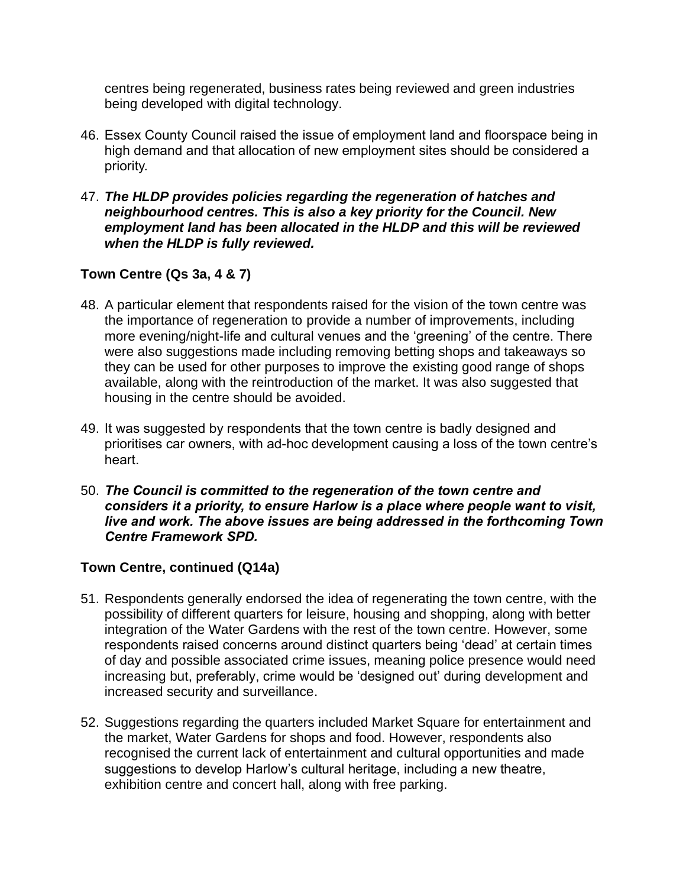centres being regenerated, business rates being reviewed and green industries being developed with digital technology.

46. Essex County Council raised the issue of employment land and floorspace being in high demand and that allocation of new employment sites should be considered a priority.

47. ***The HLDP provides policies regarding the regeneration of hatches and neighbourhood centres. This is also a key priority for the Council. New employment land has been allocated in the HLDP and this will be reviewed when the HLDP is fully reviewed.***

**Town Centre (Qs 3a, 4 & 7)**

48. A particular element that respondents raised for the vision of the town centre was the importance of regeneration to provide a number of improvements, including more evening/night-life and cultural venues and the 'greening' of the centre. There were also suggestions made including removing betting shops and takeaways so they can be used for other purposes to improve the existing good range of shops available, along with the reintroduction of the market. It was also suggested that housing in the centre should be avoided.

49. It was suggested by respondents that the town centre is badly designed and prioritises car owners, with ad-hoc development causing a loss of the town centre's heart.

50. ***The Council is committed to the regeneration of the town centre and considers it a priority, to ensure Harlow is a place where people want to visit, live and work. The above issues are being addressed in the forthcoming Town Centre Framework SPD.***

**Town Centre, continued (Q14a)**

51. Respondents generally endorsed the idea of regenerating the town centre, with the possibility of different quarters for leisure, housing and shopping, along with better integration of the Water Gardens with the rest of the town centre. However, some respondents raised concerns around distinct quarters being 'dead' at certain times of day and possible associated crime issues, meaning police presence would need increasing but, preferably, crime would be 'designed out' during development and increased security and surveillance.

52. Suggestions regarding the quarters included Market Square for entertainment and the market, Water Gardens for shops and food. However, respondents also recognised the current lack of entertainment and cultural opportunities and made suggestions to develop Harlow's cultural heritage, including a new theatre, exhibition centre and concert hall, along with free parking.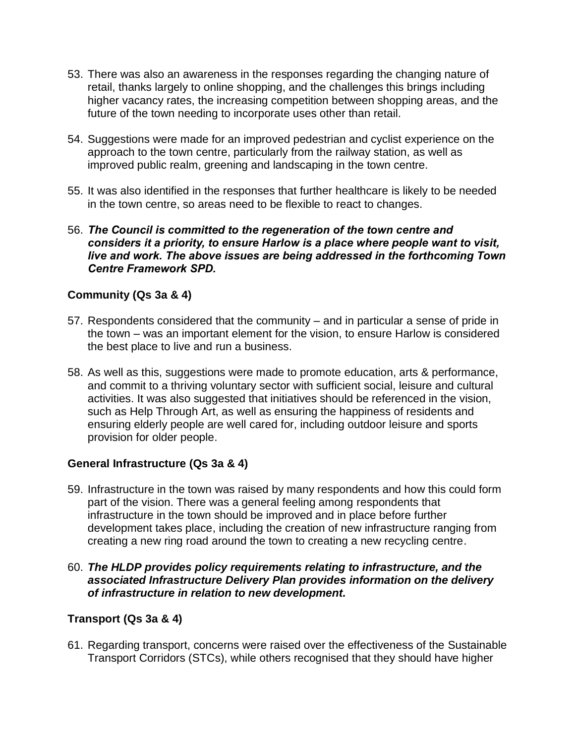53. There was also an awareness in the responses regarding the changing nature of retail, thanks largely to online shopping, and the challenges this brings including higher vacancy rates, the increasing competition between shopping areas, and the future of the town needing to incorporate uses other than retail.

54. Suggestions were made for an improved pedestrian and cyclist experience on the approach to the town centre, particularly from the railway station, as well as improved public realm, greening and landscaping in the town centre.

55. It was also identified in the responses that further healthcare is likely to be needed in the town centre, so areas need to be flexible to react to changes.

56. ***The Council is committed to the regeneration of the town centre and considers it a priority, to ensure Harlow is a place where people want to visit, live and work. The above issues are being addressed in the forthcoming Town Centre Framework SPD.***

**Community (Qs 3a & 4)**

57. Respondents considered that the community – and in particular a sense of pride in the town – was an important element for the vision, to ensure Harlow is considered the best place to live and run a business.

58. As well as this, suggestions were made to promote education, arts & performance, and commit to a thriving voluntary sector with sufficient social, leisure and cultural activities. It was also suggested that initiatives should be referenced in the vision, such as Help Through Art, as well as ensuring the happiness of residents and ensuring elderly people are well cared for, including outdoor leisure and sports provision for older people.

**General Infrastructure (Qs 3a & 4)**

59. Infrastructure in the town was raised by many respondents and how this could form part of the vision. There was a general feeling among respondents that infrastructure in the town should be improved and in place before further development takes place, including the creation of new infrastructure ranging from creating a new ring road around the town to creating a new recycling centre.

60. ***The HLDP provides policy requirements relating to infrastructure, and the associated Infrastructure Delivery Plan provides information on the delivery of infrastructure in relation to new development.***

**Transport (Qs 3a & 4)**

61. Regarding transport, concerns were raised over the effectiveness of the Sustainable Transport Corridors (STCs), while others recognised that they should have higher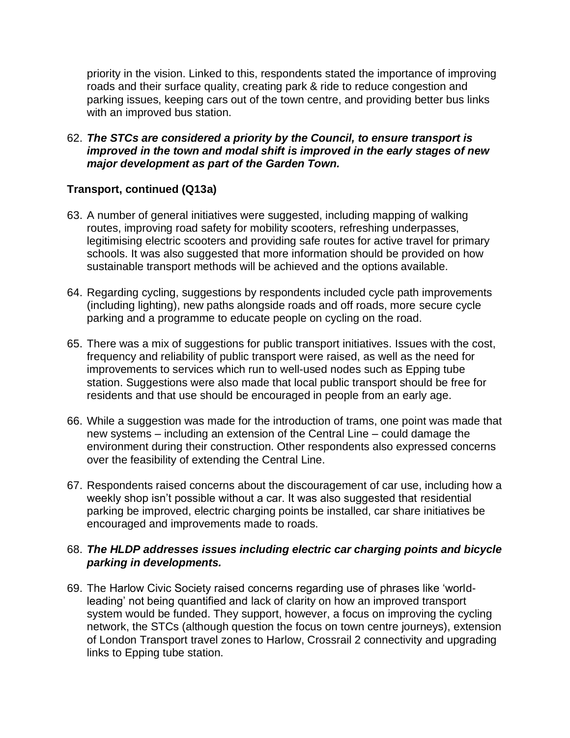priority in the vision. Linked to this, respondents stated the importance of improving roads and their surface quality, creating park & ride to reduce congestion and parking issues, keeping cars out of the town centre, and providing better bus links with an improved bus station.

62. ***The STCs are considered a priority by the Council, to ensure transport is improved in the town and modal shift is improved in the early stages of new major development as part of the Garden Town.***

### Transport, continued (Q13a)

63. A number of general initiatives were suggested, including mapping of walking routes, improving road safety for mobility scooters, refreshing underpasses, legitimising electric scooters and providing safe routes for active travel for primary schools. It was also suggested that more information should be provided on how sustainable transport methods will be achieved and the options available.

64. Regarding cycling, suggestions by respondents included cycle path improvements (including lighting), new paths alongside roads and off roads, more secure cycle parking and a programme to educate people on cycling on the road.

65. There was a mix of suggestions for public transport initiatives. Issues with the cost, frequency and reliability of public transport were raised, as well as the need for improvements to services which run to well-used nodes such as Epping tube station. Suggestions were also made that local public transport should be free for residents and that use should be encouraged in people from an early age.

66. While a suggestion was made for the introduction of trams, one point was made that new systems – including an extension of the Central Line – could damage the environment during their construction. Other respondents also expressed concerns over the feasibility of extending the Central Line.

67. Respondents raised concerns about the discouragement of car use, including how a weekly shop isn't possible without a car. It was also suggested that residential parking be improved, electric charging points be installed, car share initiatives be encouraged and improvements made to roads.

68. ***The HLDP addresses issues including electric car charging points and bicycle parking in developments.***

69. The Harlow Civic Society raised concerns regarding use of phrases like 'world-leading' not being quantified and lack of clarity on how an improved transport system would be funded. They support, however, a focus on improving the cycling network, the STCs (although question the focus on town centre journeys), extension of London Transport travel zones to Harlow, Crossrail 2 connectivity and upgrading links to Epping tube station.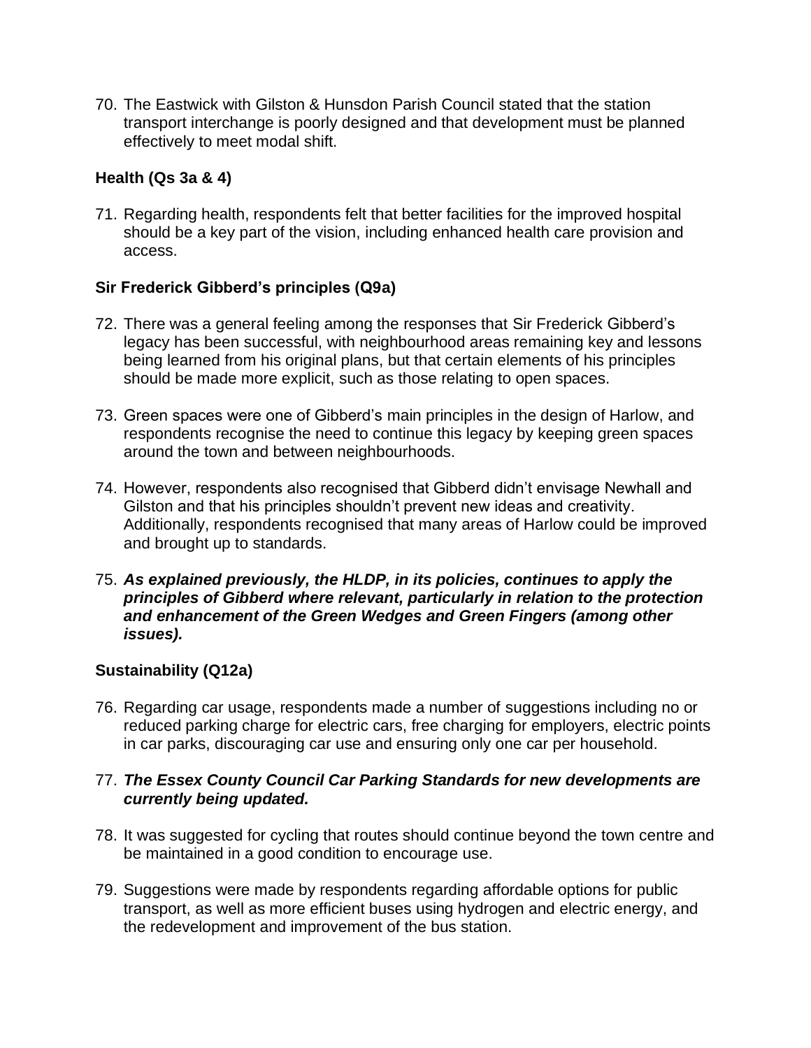70. The Eastwick with Gilston & Hunsdon Parish Council stated that the station transport interchange is poorly designed and that development must be planned effectively to meet modal shift.

### Health (Qs 3a & 4)

71. Regarding health, respondents felt that better facilities for the improved hospital should be a key part of the vision, including enhanced health care provision and access.

### Sir Frederick Gibberd's principles (Q9a)

72. There was a general feeling among the responses that Sir Frederick Gibberd's legacy has been successful, with neighbourhood areas remaining key and lessons being learned from his original plans, but that certain elements of his principles should be made more explicit, such as those relating to open spaces.

73. Green spaces were one of Gibberd's main principles in the design of Harlow, and respondents recognise the need to continue this legacy by keeping green spaces around the town and between neighbourhoods.

74. However, respondents also recognised that Gibberd didn't envisage Newhall and Gilston and that his principles shouldn't prevent new ideas and creativity. Additionally, respondents recognised that many areas of Harlow could be improved and brought up to standards.

75. ***As explained previously, the HLDP, in its policies, continues to apply the principles of Gibberd where relevant, particularly in relation to the protection and enhancement of the Green Wedges and Green Fingers (among other issues).***

### Sustainability (Q12a)

76. Regarding car usage, respondents made a number of suggestions including no or reduced parking charge for electric cars, free charging for employers, electric points in car parks, discouraging car use and ensuring only one car per household.

77. ***The Essex County Council Car Parking Standards for new developments are currently being updated.***

78. It was suggested for cycling that routes should continue beyond the town centre and be maintained in a good condition to encourage use.

79. Suggestions were made by respondents regarding affordable options for public transport, as well as more efficient buses using hydrogen and electric energy, and the redevelopment and improvement of the bus station.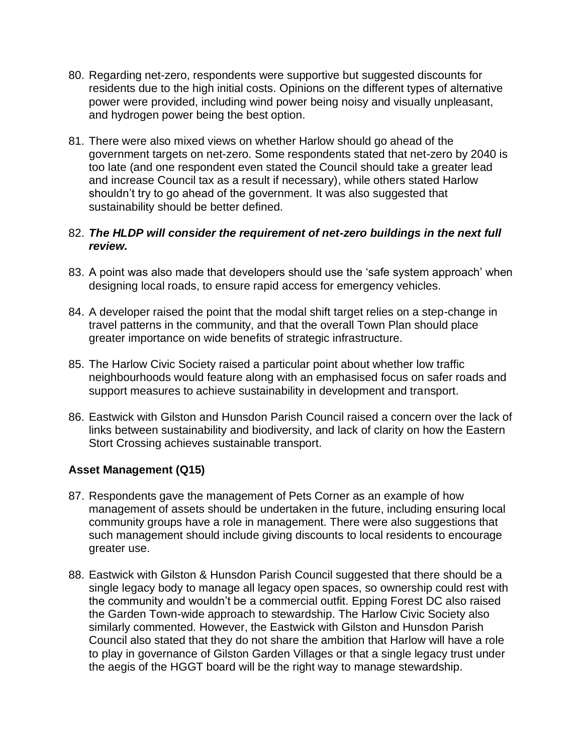80. Regarding net-zero, respondents were supportive but suggested discounts for residents due to the high initial costs. Opinions on the different types of alternative power were provided, including wind power being noisy and visually unpleasant, and hydrogen power being the best option.

81. There were also mixed views on whether Harlow should go ahead of the government targets on net-zero. Some respondents stated that net-zero by 2040 is too late (and one respondent even stated the Council should take a greater lead and increase Council tax as a result if necessary), while others stated Harlow shouldn't try to go ahead of the government. It was also suggested that sustainability should be better defined.

82. ***The HLDP will consider the requirement of net-zero buildings in the next full review.***

83. A point was also made that developers should use the 'safe system approach' when designing local roads, to ensure rapid access for emergency vehicles.

84. A developer raised the point that the modal shift target relies on a step-change in travel patterns in the community, and that the overall Town Plan should place greater importance on wide benefits of strategic infrastructure.

85. The Harlow Civic Society raised a particular point about whether low traffic neighbourhoods would feature along with an emphasised focus on safer roads and support measures to achieve sustainability in development and transport.

86. Eastwick with Gilston and Hunsdon Parish Council raised a concern over the lack of links between sustainability and biodiversity, and lack of clarity on how the Eastern Stort Crossing achieves sustainable transport.

### Asset Management (Q15)

87. Respondents gave the management of Pets Corner as an example of how management of assets should be undertaken in the future, including ensuring local community groups have a role in management. There were also suggestions that such management should include giving discounts to local residents to encourage greater use.

88. Eastwick with Gilston & Hunsdon Parish Council suggested that there should be a single legacy body to manage all legacy open spaces, so ownership could rest with the community and wouldn't be a commercial outfit. Epping Forest DC also raised the Garden Town-wide approach to stewardship. The Harlow Civic Society also similarly commented. However, the Eastwick with Gilston and Hunsdon Parish Council also stated that they do not share the ambition that Harlow will have a role to play in governance of Gilston Garden Villages or that a single legacy trust under the aegis of the HGGT board will be the right way to manage stewardship.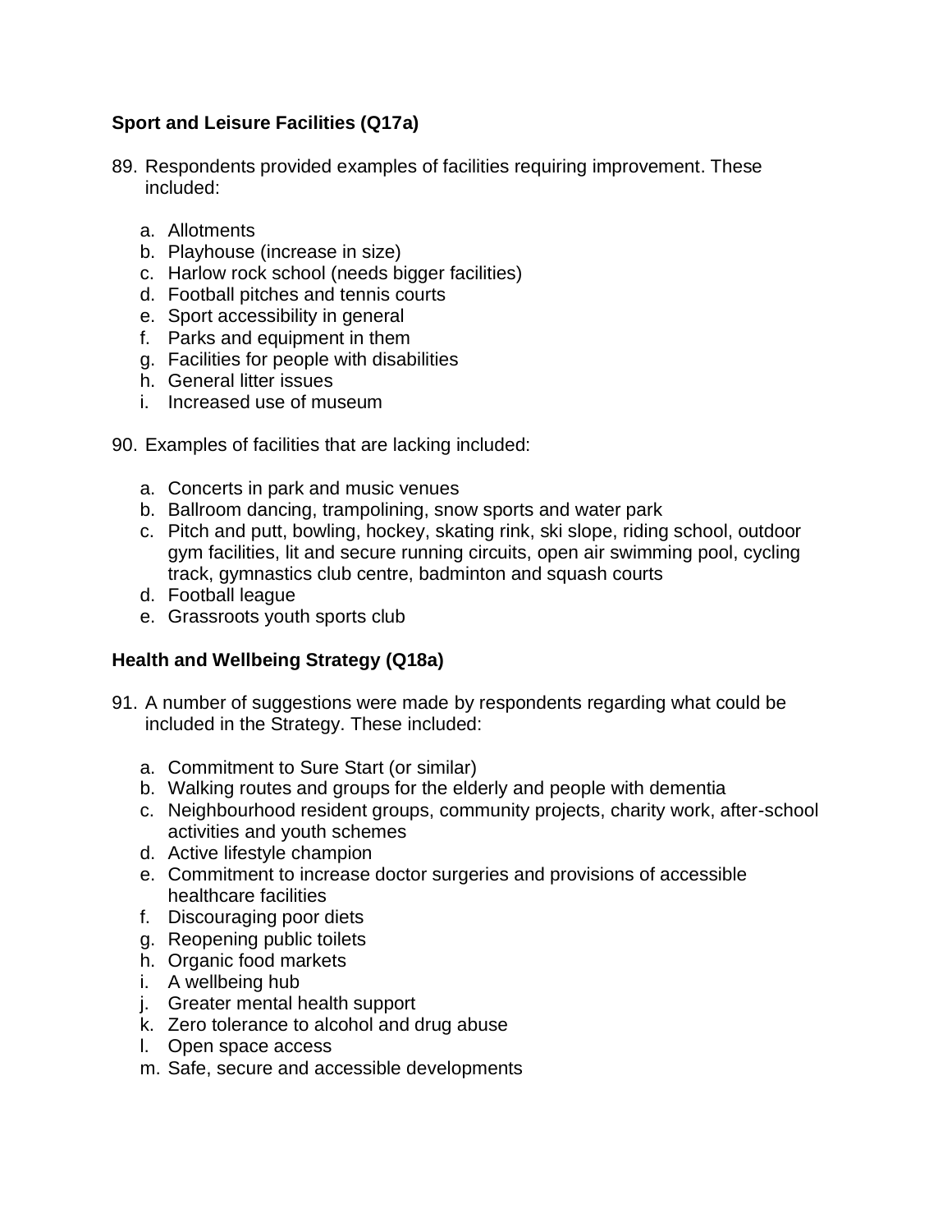**Sport and Leisure Facilities (Q17a)**

89. Respondents provided examples of facilities requiring improvement. These included:

    a. Allotments
    b. Playhouse (increase in size)
    c. Harlow rock school (needs bigger facilities)
    d. Football pitches and tennis courts
    e. Sport accessibility in general
    f. Parks and equipment in them
    g. Facilities for people with disabilities
    h. General litter issues
    i. Increased use of museum

90. Examples of facilities that are lacking included:

    a. Concerts in park and music venues
    b. Ballroom dancing, trampolining, snow sports and water park
    c. Pitch and putt, bowling, hockey, skating rink, ski slope, riding school, outdoor gym facilities, lit and secure running circuits, open air swimming pool, cycling track, gymnastics club centre, badminton and squash courts
    d. Football league
    e. Grassroots youth sports club

**Health and Wellbeing Strategy (Q18a)**

91. A number of suggestions were made by respondents regarding what could be included in the Strategy. These included:

    a. Commitment to Sure Start (or similar)
    b. Walking routes and groups for the elderly and people with dementia
    c. Neighbourhood resident groups, community projects, charity work, after-school activities and youth schemes
    d. Active lifestyle champion
    e. Commitment to increase doctor surgeries and provisions of accessible healthcare facilities
    f. Discouraging poor diets
    g. Reopening public toilets
    h. Organic food markets
    i. A wellbeing hub
    j. Greater mental health support
    k. Zero tolerance to alcohol and drug abuse
    l. Open space access
    m. Safe, secure and accessible developments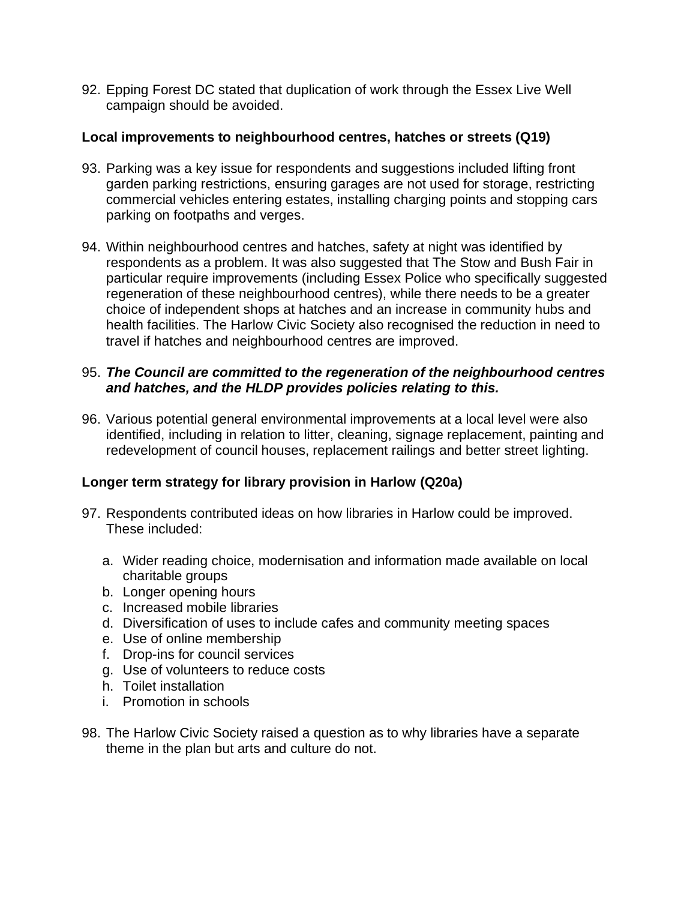92. Epping Forest DC stated that duplication of work through the Essex Live Well campaign should be avoided.

**Local improvements to neighbourhood centres, hatches or streets (Q19)**

93. Parking was a key issue for respondents and suggestions included lifting front garden parking restrictions, ensuring garages are not used for storage, restricting commercial vehicles entering estates, installing charging points and stopping cars parking on footpaths and verges.

94. Within neighbourhood centres and hatches, safety at night was identified by respondents as a problem. It was also suggested that The Stow and Bush Fair in particular require improvements (including Essex Police who specifically suggested regeneration of these neighbourhood centres), while there needs to be a greater choice of independent shops at hatches and an increase in community hubs and health facilities. The Harlow Civic Society also recognised the reduction in need to travel if hatches and neighbourhood centres are improved.

95. ***The Council are committed to the regeneration of the neighbourhood centres and hatches, and the HLDP provides policies relating to this.***

96. Various potential general environmental improvements at a local level were also identified, including in relation to litter, cleaning, signage replacement, painting and redevelopment of council houses, replacement railings and better street lighting.

**Longer term strategy for library provision in Harlow (Q20a)**

97. Respondents contributed ideas on how libraries in Harlow could be improved. These included:

    a. Wider reading choice, modernisation and information made available on local charitable groups
    b. Longer opening hours
    c. Increased mobile libraries
    d. Diversification of uses to include cafes and community meeting spaces
    e. Use of online membership
    f. Drop-ins for council services
    g. Use of volunteers to reduce costs
    h. Toilet installation
    i. Promotion in schools

98. The Harlow Civic Society raised a question as to why libraries have a separate theme in the plan but arts and culture do not.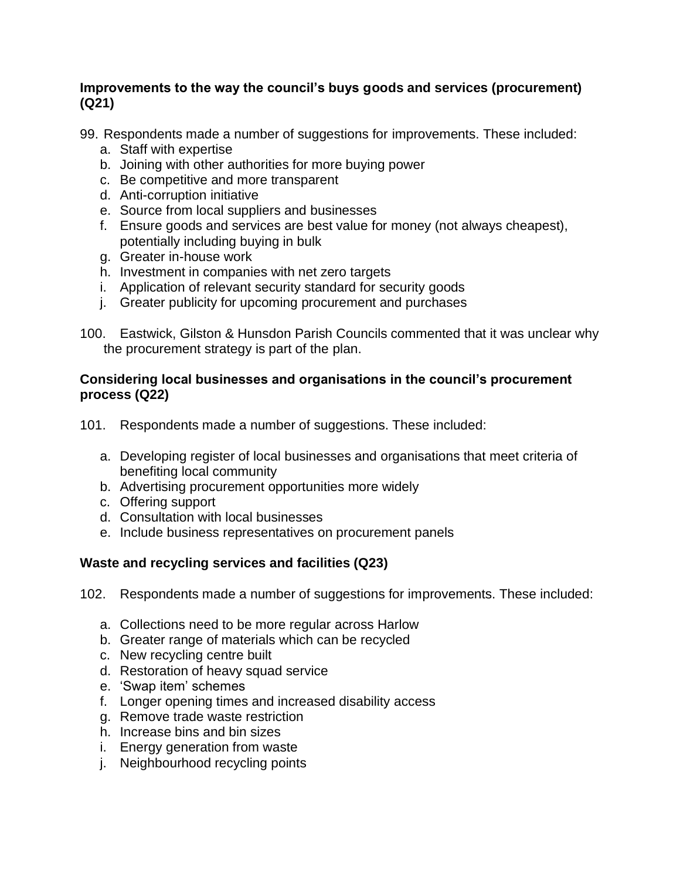**Improvements to the way the council's buys goods and services (procurement) (Q21)**

99. Respondents made a number of suggestions for improvements. These included:
    a. Staff with expertise
    b. Joining with other authorities for more buying power
    c. Be competitive and more transparent
    d. Anti-corruption initiative
    e. Source from local suppliers and businesses
    f. Ensure goods and services are best value for money (not always cheapest), potentially including buying in bulk
    g. Greater in-house work
    h. Investment in companies with net zero targets
    i. Application of relevant security standard for security goods
    j. Greater publicity for upcoming procurement and purchases

100. Eastwick, Gilston & Hunsdon Parish Councils commented that it was unclear why the procurement strategy is part of the plan.

**Considering local businesses and organisations in the council's procurement process (Q22)**

101. Respondents made a number of suggestions. These included:

    a. Developing register of local businesses and organisations that meet criteria of benefiting local community
    b. Advertising procurement opportunities more widely
    c. Offering support
    d. Consultation with local businesses
    e. Include business representatives on procurement panels

**Waste and recycling services and facilities (Q23)**

102. Respondents made a number of suggestions for improvements. These included:

    a. Collections need to be more regular across Harlow
    b. Greater range of materials which can be recycled
    c. New recycling centre built
    d. Restoration of heavy squad service
    e. 'Swap item' schemes
    f. Longer opening times and increased disability access
    g. Remove trade waste restriction
    h. Increase bins and bin sizes
    i. Energy generation from waste
    j. Neighbourhood recycling points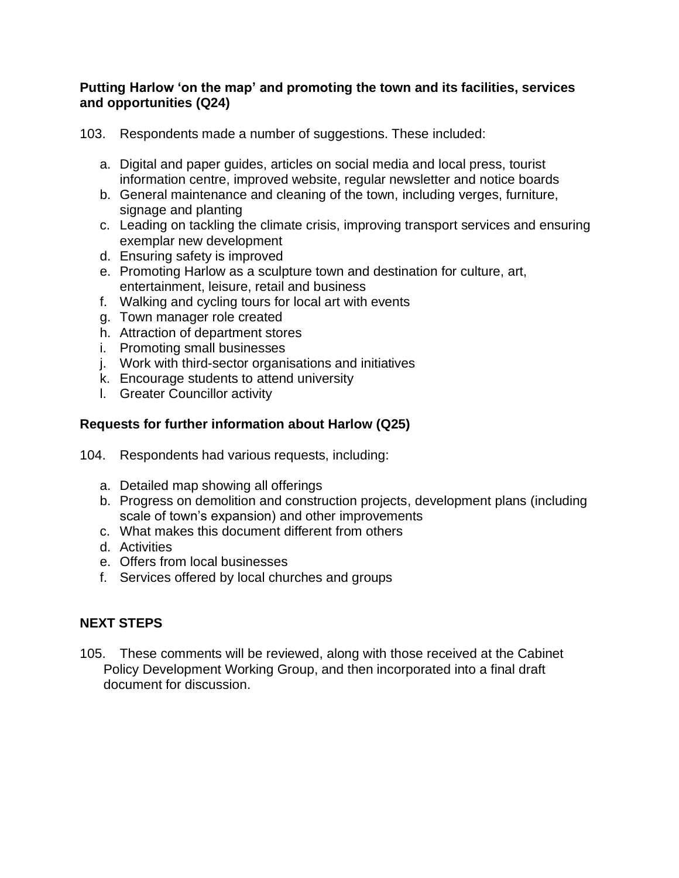**Putting Harlow 'on the map' and promoting the town and its facilities, services and opportunities (Q24)**

103. Respondents made a number of suggestions. These included:

a. Digital and paper guides, articles on social media and local press, tourist information centre, improved website, regular newsletter and notice boards
b. General maintenance and cleaning of the town, including verges, furniture, signage and planting
c. Leading on tackling the climate crisis, improving transport services and ensuring exemplar new development
d. Ensuring safety is improved
e. Promoting Harlow as a sculpture town and destination for culture, art, entertainment, leisure, retail and business
f. Walking and cycling tours for local art with events
g. Town manager role created
h. Attraction of department stores
i. Promoting small businesses
j. Work with third-sector organisations and initiatives
k. Encourage students to attend university
l. Greater Councillor activity

**Requests for further information about Harlow (Q25)**

104. Respondents had various requests, including:

a. Detailed map showing all offerings
b. Progress on demolition and construction projects, development plans (including scale of town's expansion) and other improvements
c. What makes this document different from others
d. Activities
e. Offers from local businesses
f. Services offered by local churches and groups

## NEXT STEPS

105. These comments will be reviewed, along with those received at the Cabinet Policy Development Working Group, and then incorporated into a final draft document for discussion.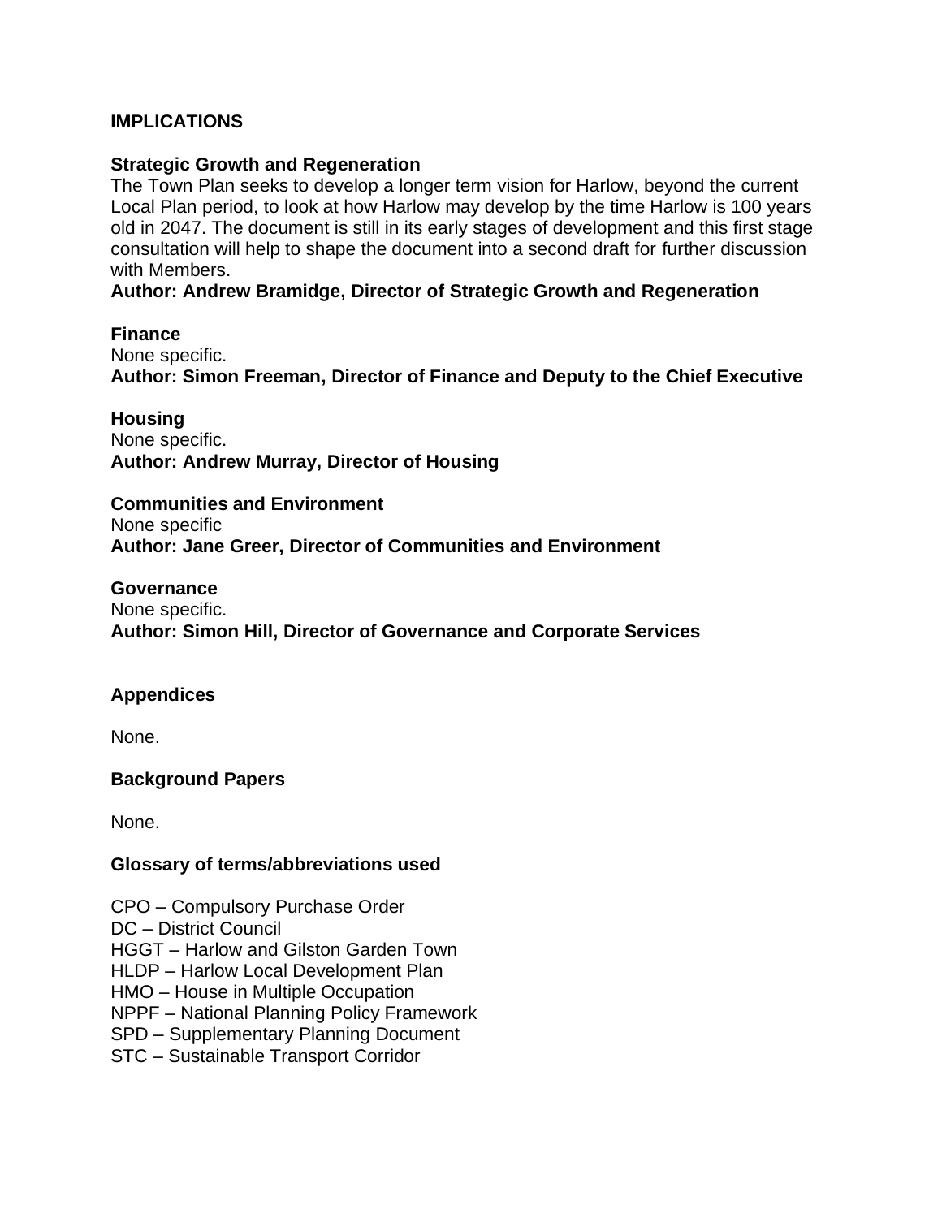**IMPLICATIONS**

**Strategic Growth and Regeneration**
The Town Plan seeks to develop a longer term vision for Harlow, beyond the current Local Plan period, to look at how Harlow may develop by the time Harlow is 100 years old in 2047. The document is still in its early stages of development and this first stage consultation will help to shape the document into a second draft for further discussion with Members.
**Author: Andrew Bramidge, Director of Strategic Growth and Regeneration**

**Finance**
None specific.
**Author: Simon Freeman, Director of Finance and Deputy to the Chief Executive**

**Housing**
None specific.
**Author: Andrew Murray, Director of Housing**

**Communities and Environment**
None specific
**Author: Jane Greer, Director of Communities and Environment**

**Governance**
None specific.
**Author: Simon Hill, Director of Governance and Corporate Services**

**Appendices**

None.

**Background Papers**

None.

**Glossary of terms/abbreviations used**

CPO – Compulsory Purchase Order
DC – District Council
HGGT – Harlow and Gilston Garden Town
HLDP – Harlow Local Development Plan
HMO – House in Multiple Occupation
NPPF – National Planning Policy Framework
SPD – Supplementary Planning Document
STC – Sustainable Transport Corridor